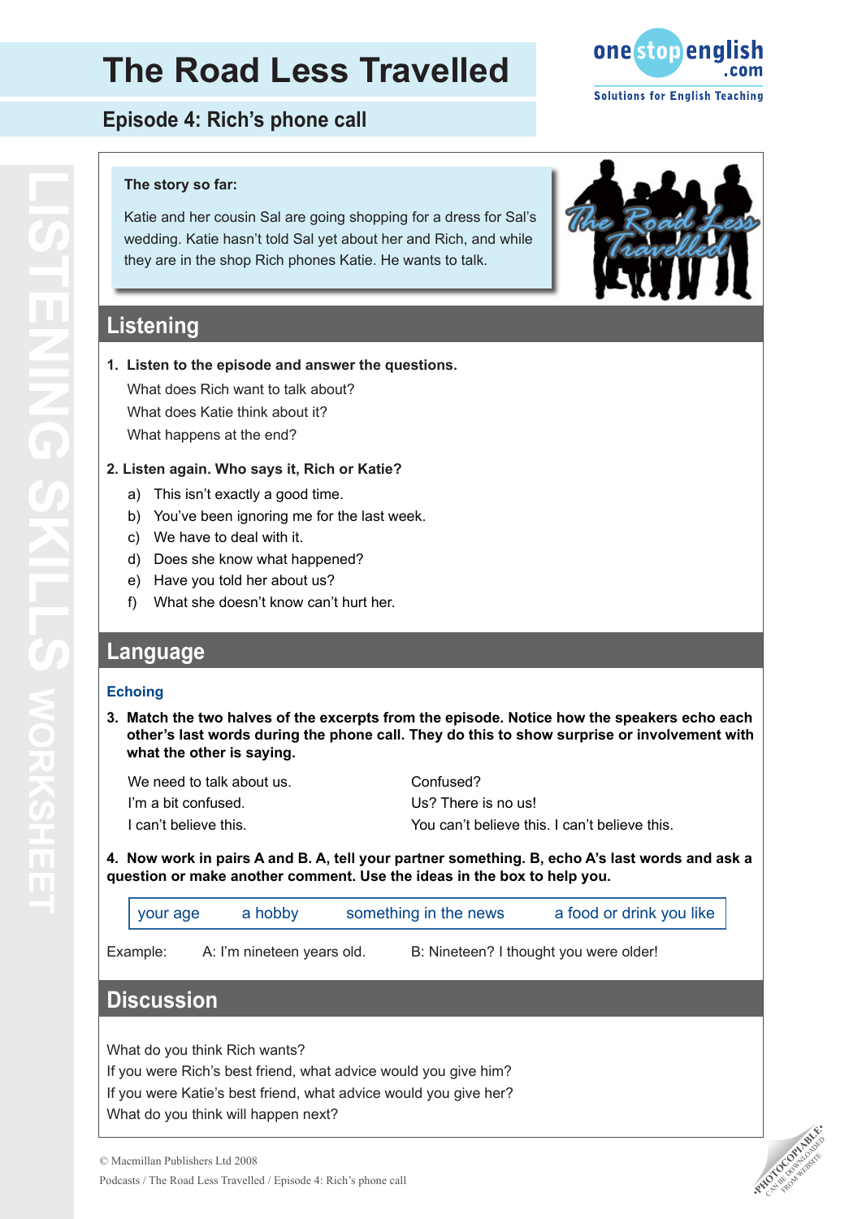# The Road Less Travelled

## Episode 4: Rich's phone call

**The story so far:**

Katie and her cousin Sal are going shopping for a dress for Sal's wedding. Katie hasn't told Sal yet about her and Rich, and while they are in the shop Rich phones Katie. He wants to talk.

## Listening

**1. Listen to the episode and answer the questions.**

What does Rich want to talk about?
What does Katie think about it?
What happens at the end?

**2. Listen again. Who says it, Rich or Katie?**

a) This isn't exactly a good time.
b) You've been ignoring me for the last week.
c) We have to deal with it.
d) Does she know what happened?
e) Have you told her about us?
f) What she doesn't know can't hurt her.

## Language

### Echoing

**3. Match the two halves of the excerpts from the episode. Notice how the speakers echo each other's last words during the phone call. They do this to show surprise or involvement with what the other is saying.**

| | |
|---|---|
| We need to talk about us. | Confused? |
| I'm a bit confused. | Us? There is no us! |
| I can't believe this. | You can't believe this. I can't believe this. |

**4. Now work in pairs A and B. A, tell your partner something. B, echo A's last words and ask a question or make another comment. Use the ideas in the box to help you.**

| your age | a hobby | something in the news | a food or drink you like |
|---|---|---|---|

Example: A: I'm nineteen years old. B: Nineteen? I thought you were older!

## Discussion

What do you think Rich wants?
If you were Rich's best friend, what advice would you give him?
If you were Katie's best friend, what advice would you give her?
What do you think will happen next?

© Macmillan Publishers Ltd 2008
Podcasts / The Road Less Travelled / Episode 4: Rich's phone call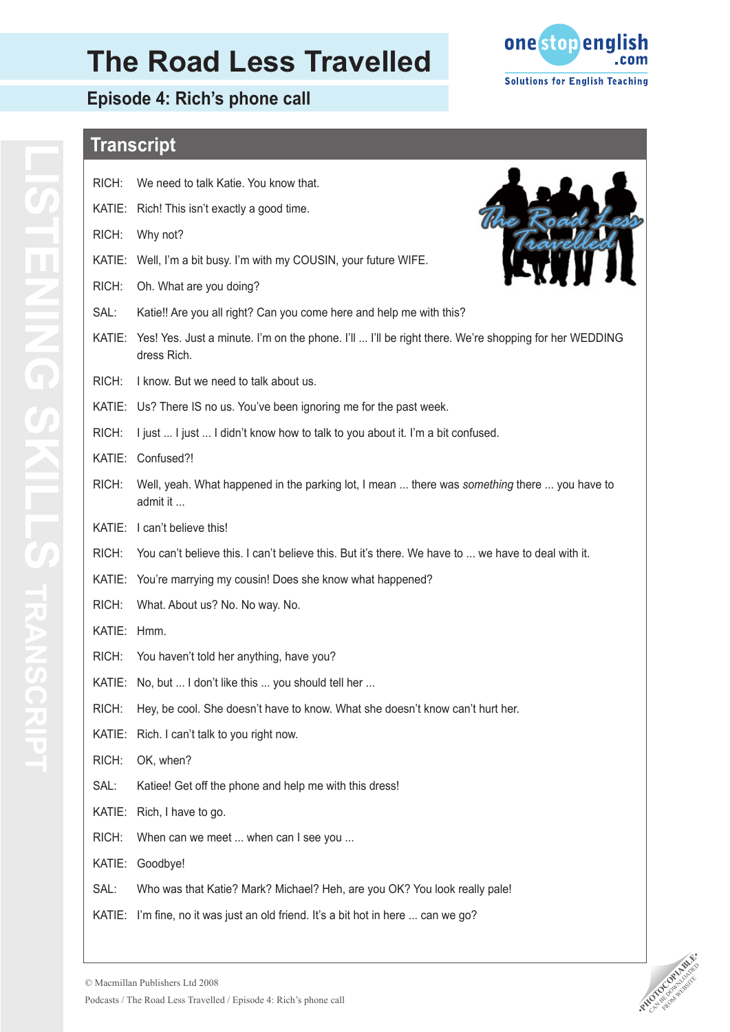# The Road Less Travelled

## Episode 4: Rich's phone call

## Transcript

RICH: We need to talk Katie. You know that.

KATIE: Rich! This isn't exactly a good time.

RICH: Why not?

KATIE: Well, I'm a bit busy. I'm with my COUSIN, your future WIFE.

RICH: Oh. What are you doing?

SAL: Katie!! Are you all right? Can you come here and help me with this?

KATIE: Yes! Yes. Just a minute. I'm on the phone. I'll ... I'll be right there. We're shopping for her WEDDING dress Rich.

RICH: I know. But we need to talk about us.

KATIE: Us? There IS no us. You've been ignoring me for the past week.

RICH: I just ... I just ... I didn't know how to talk to you about it. I'm a bit confused.

KATIE: Confused?!

RICH: Well, yeah. What happened in the parking lot, I mean ... there was *something* there ... you have to admit it ...

KATIE: I can't believe this!

RICH: You can't believe this. I can't believe this. But it's there. We have to ... we have to deal with it.

KATIE: You're marrying my cousin! Does she know what happened?

RICH: What. About us? No. No way. No.

KATIE: Hmm.

RICH: You haven't told her anything, have you?

KATIE: No, but ... I don't like this ... you should tell her ...

RICH: Hey, be cool. She doesn't have to know. What she doesn't know can't hurt her.

KATIE: Rich. I can't talk to you right now.

RICH: OK, when?

SAL: Katiee! Get off the phone and help me with this dress!

KATIE: Rich, I have to go.

RICH: When can we meet ... when can I see you ...

KATIE: Goodbye!

SAL: Who was that Katie? Mark? Michael? Heh, are you OK? You look really pale!

KATIE: I'm fine, no it was just an old friend. It's a bit hot in here ... can we go?

© Macmillan Publishers Ltd 2008

Podcasts / The Road Less Travelled / Episode 4: Rich's phone call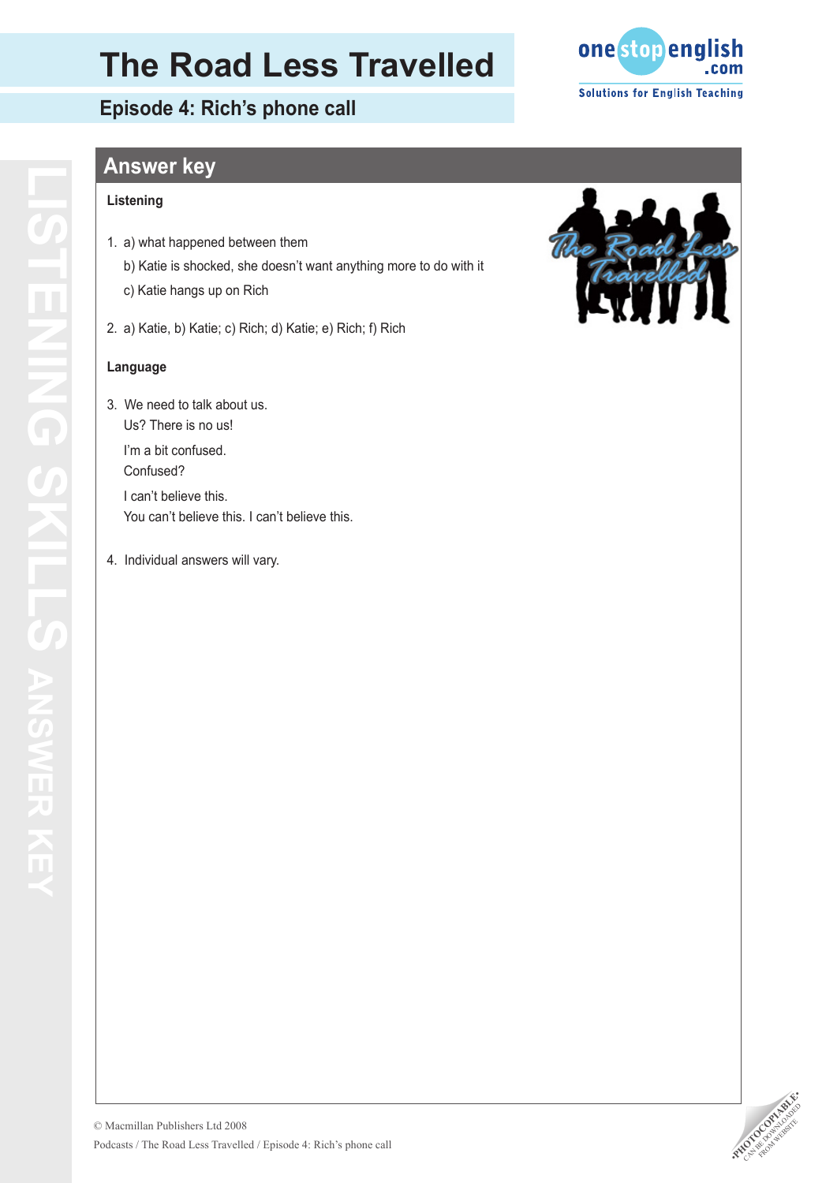# The Road Less Travelled

## Episode 4: Rich's phone call

## Answer key

### Listening

1. a) what happened between them

   b) Katie is shocked, she doesn't want anything more to do with it

   c) Katie hangs up on Rich

2. a) Katie, b) Katie; c) Rich; d) Katie; e) Rich; f) Rich

### Language

3. We need to talk about us.
   Us? There is no us!

   I'm a bit confused.
   Confused?

   I can't believe this.
   You can't believe this. I can't believe this.

4. Individual answers will vary.

© Macmillan Publishers Ltd 2008
Podcasts / The Road Less Travelled / Episode 4: Rich's phone call